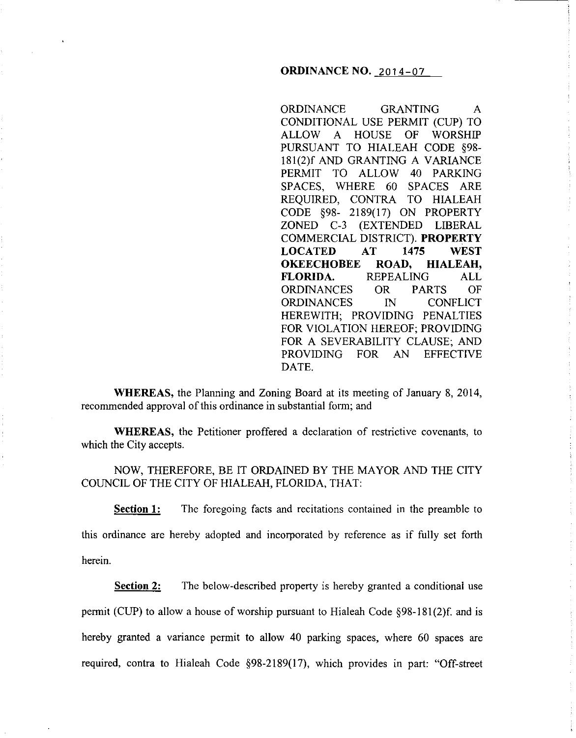**ORDINANCE NO. 2014-07**

ORDINANCE GRANTING A CONDITIONAL USE PERMIT (CUP) TO ALLOW A HOUSE OF WORSHIP PURSUANT TO HIALEAH CODE §98-181(2)f AND GRANTING A VARIANCE PERMIT TO ALLOW 40 PARKING SPACES, WHERE 60 SPACES ARE REQUIRED, CONTRA TO HIALEAH CODE §98- 2189(17) ON PROPERTY ZONED C-3 (EXTENDED LIBERAL COMMERCIAL DISTRICT). **PROPERTY LOCATED AT 1475 WEST OKEECHOBEE ROAD, HIALEAH, FLORIDA.** REPEALING ALL ORDINANCES OR PARTS OF ORDINANCES IN CONFLICT HEREWITH; PROVIDING PENALTIES FOR VIOLATION HEREOF; PROVIDING FOR A SEVERABILITY CLAUSE; AND PROVIDING FOR AN EFFECTIVE DATE.

**WHEREAS,** the Planning and Zoning Board at its meeting of January 8, 2014, recommended approval of this ordinance in substantial form; and

**WHEREAS,** the Petitioner proffered a declaration of restrictive covenants, to which the City accepts.

NOW, THEREFORE, BE IT ORDAINED BY THE MAYOR AND THE CITY COUNCIL OF THE CITY OF HIALEAH, FLORIDA, THAT:

**Section 1:** The foregoing facts and recitations contained in the preamble to this ordinance are hereby adopted and incorporated by reference as if fully set forth herein.

**Section 2:** The below-described property is hereby granted a conditional use permit (CUP) to allow a house of worship pursuant to Hialeah Code §98-181(2)f. and is hereby granted a variance permit to allow 40 parking spaces, where 60 spaces are required, contra to Hialeah Code §98-2189(17), which provides in part: "Off-street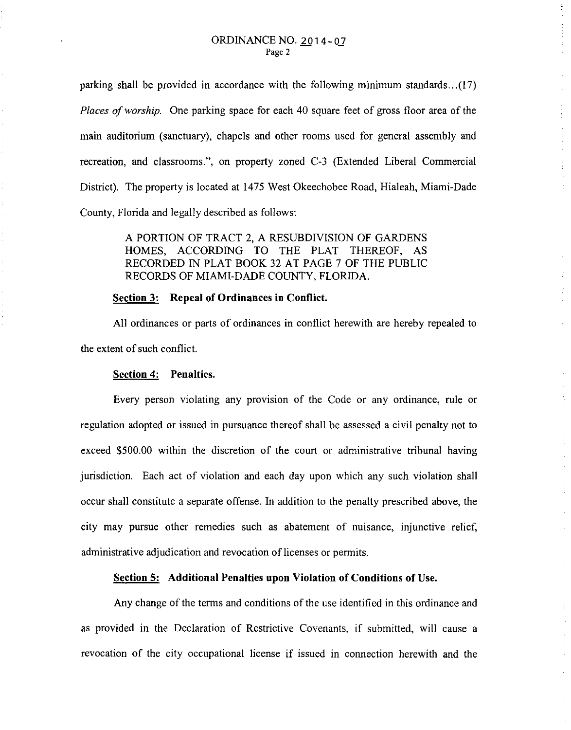parking shall be provided in accordance with the following minimum standards...(17) *Places of worship.* One parking space for each 40 square feet of gross floor area of the main auditorium (sanctuary), chapels and other rooms used for general assembly and recreation, and classrooms.", on property zoned C-3 (Extended Liberal Commercial District). The property is located at 1475 West Okeechobee Road, Hialeah, Miami-Dade County, Florida and legally described as follows:

> A PORTION OF TRACT 2, A RESUBDIVISION OF GARDENS HOMES, ACCORDING TO THE PLAT THEREOF, AS RECORDED IN PLAT BOOK 32 AT PAGE 7 OF THE PUBLIC RECORDS OF MIAMI-DADE COUNTY, FLORIDA.

**Section 3: Repeal of Ordinances in Conflict.**

All ordinances or parts of ordinances in conflict herewith are hereby repealed to the extent of such conflict.

**Section 4: Penalties.**

Every person violating any provision of the Code or any ordinance, rule or regulation adopted or issued in pursuance thereof shall be assessed a civil penalty not to exceed $500.00 within the discretion of the court or administrative tribunal having jurisdiction. Each act of violation and each day upon which any such violation shall occur shall constitute a separate offense. In addition to the penalty prescribed above, the city may pursue other remedies such as abatement of nuisance, injunctive relief, administrative adjudication and revocation of licenses or permits.

**Section 5: Additional Penalties upon Violation of Conditions of Use.**

Any change of the terms and conditions of the use identified in this ordinance and as provided in the Declaration of Restrictive Covenants, if submitted, will cause a revocation of the city occupational license if issued in connection herewith and the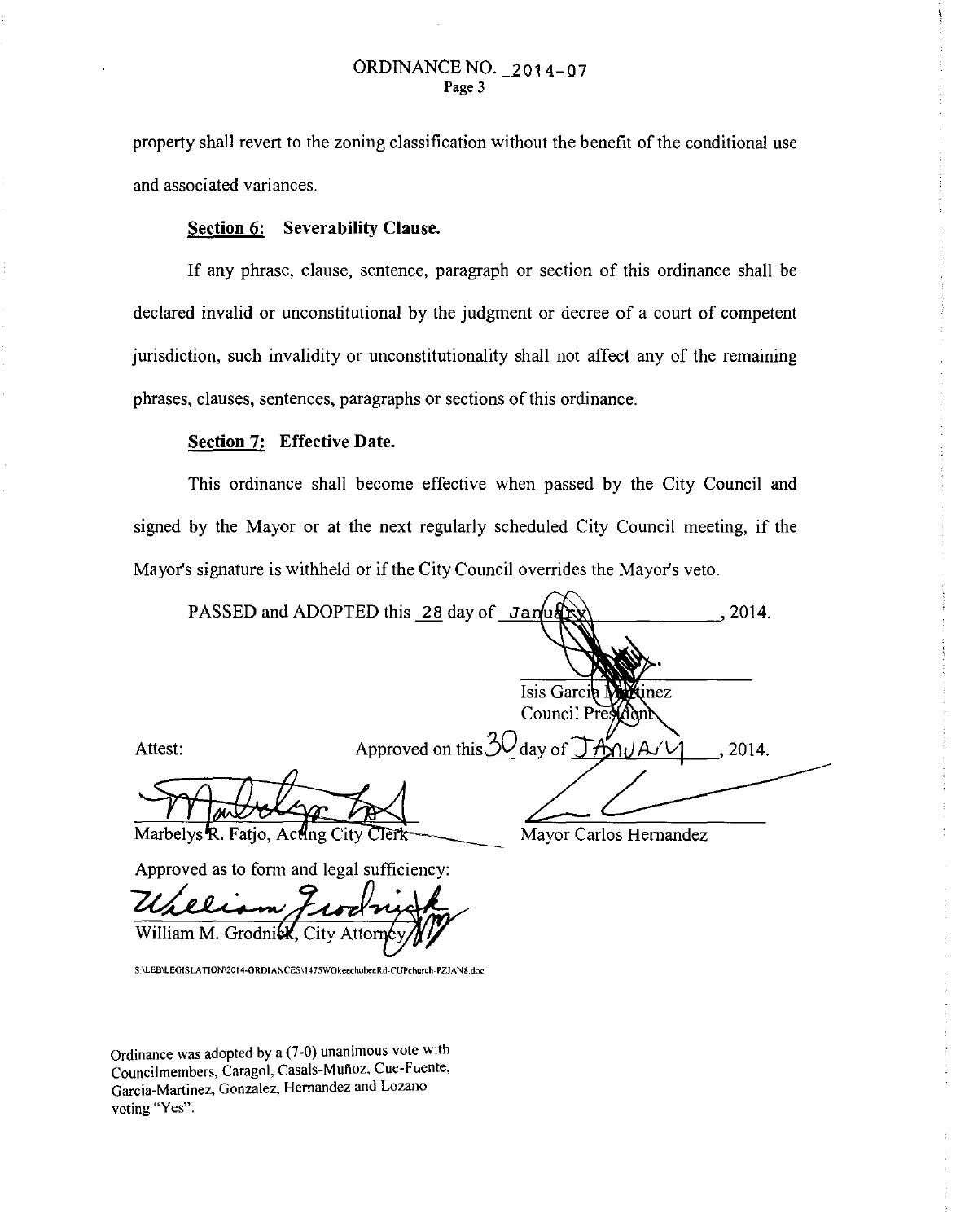property shall revert to the zoning classification without the benefit of the conditional use and associated variances.

**Section 6: Severability Clause.**

If any phrase, clause, sentence, paragraph or section of this ordinance shall be declared invalid or unconstitutional by the judgment or decree of a court of competent jurisdiction, such invalidity or unconstitutionality shall not affect any of the remaining phrases, clauses, sentences, paragraphs or sections of this ordinance.

**Section 7: Effective Date.**

This ordinance shall become effective when passed by the City Council and signed by the Mayor or at the next regularly scheduled City Council meeting, if the Mayor's signature is withheld or if the City Council overrides the Mayor's veto.

PASSED and ADOPTED this 28 day of January, 2014.

Isis Garcia Martinez
Council President

Attest:

Approved on this 30 day of JANUARY, 2014.

Marbelys R. Fatjo, Acting City Clerk

Mayor Carlos Hernandez

Approved as to form and legal sufficiency:

William M. Grodnick, City Attorney

S:\LEB\LEGISLATION\2014-ORDIANCES\1475WOkeechobeeRd-CUPchurch-PZJAN8.doc

Ordinance was adopted by a (7-0) unanimous vote with Councilmembers, Caragol, Casals-Muñoz, Cue-Fuente, Garcia-Martinez, Gonzalez, Hernandez and Lozano voting "Yes".